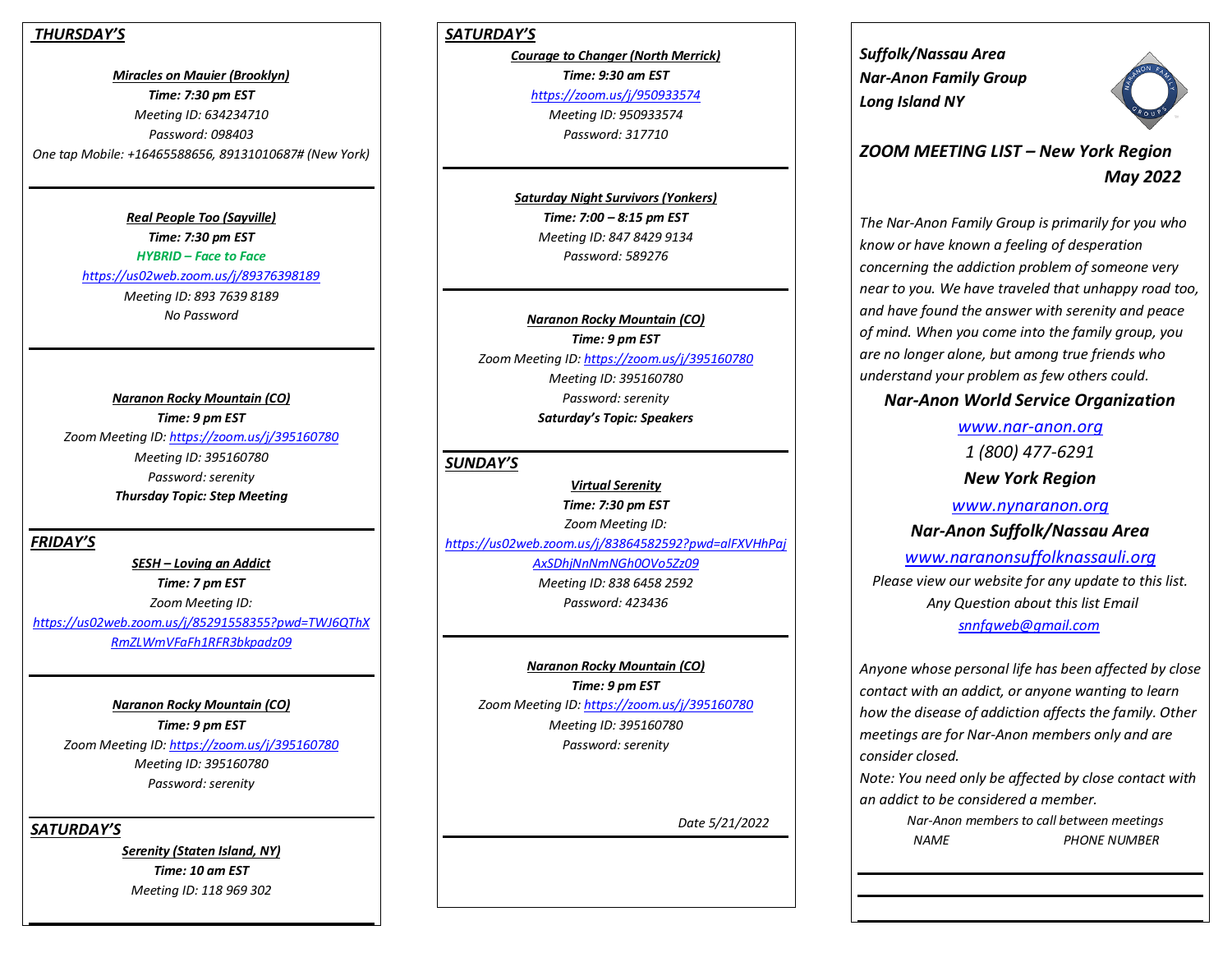## *THURSDAY'S*

***Miracles on Mauier (Brooklyn)***

***Time: 7:30 pm EST***

*Meeting ID: 634234710*

*Password: 098403*

*One tap Mobile: +16465588656, 89131010687# (New York)*

---

***Real People Too (Sayville)***

***Time: 7:30 pm EST***

***HYBRID – Face to Face***

*https://us02web.zoom.us/j/89376398189*

*Meeting ID: 893 7639 8189*

*No Password*

---

***Naranon Rocky Mountain (CO)***

***Time: 9 pm EST***

*Zoom Meeting ID: https://zoom.us/j/395160780*

*Meeting ID: 395160780*

*Password: serenity*

***Thursday Topic: Step Meeting***

---

## *FRIDAY'S*

***SESH – Loving an Addict***

***Time: 7 pm EST***

*Zoom Meeting ID:*

*https://us02web.zoom.us/j/85291558355?pwd=TWJ6QThXRmZLWmVFaFh1RFR3bkpadz09*

---

***Naranon Rocky Mountain (CO)***

***Time: 9 pm EST***

*Zoom Meeting ID: https://zoom.us/j/395160780*

*Meeting ID: 395160780*

*Password: serenity*

---

## *SATURDAY'S*

***Serenity (Staten Island, NY)***

***Time: 10 am EST***

*Meeting ID: 118 969 302*

---

## *SATURDAY'S*

***Courage to Changer (North Merrick)***

***Time: 9:30 am EST***

*https://zoom.us/j/950933574*

*Meeting ID: 950933574*

*Password: 317710*

---

***Saturday Night Survivors (Yonkers)***

***Time: 7:00 – 8:15 pm EST***

*Meeting ID: 847 8429 9134*

*Password: 589276*

---

***Naranon Rocky Mountain (CO)***

***Time: 9 pm EST***

*Zoom Meeting ID: https://zoom.us/j/395160780*

*Meeting ID: 395160780*

*Password: serenity*

***Saturday's Topic: Speakers***

---

## *SUNDAY'S*

***Virtual Serenity***

***Time: 7:30 pm EST***

*Zoom Meeting ID:*

*https://us02web.zoom.us/j/83864582592?pwd=alFXVHhPajAxSDhjNnNmNGh0OVo5Zz09*

*Meeting ID: 838 6458 2592*

*Password: 423436*

---

***Naranon Rocky Mountain (CO)***

***Time: 9 pm EST***

*Zoom Meeting ID: https://zoom.us/j/395160780*

*Meeting ID: 395160780*

*Password: serenity*

*Date 5/21/2022*

---

***Suffolk/Nassau Area***
***Nar-Anon Family Group***
***Long Island NY***

## *ZOOM MEETING LIST – New York Region*
## *May 2022*

*The Nar-Anon Family Group is primarily for you who know or have known a feeling of desperation concerning the addiction problem of someone very near to you. We have traveled that unhappy road too, and have found the answer with serenity and peace of mind. When you come into the family group, you are no longer alone, but among true friends who understand your problem as few others could.*

***Nar-Anon World Service Organization***

*www.nar-anon.org*

*1 (800) 477-6291*

***New York Region***

*www.nynaranon.org*

***Nar-Anon Suffolk/Nassau Area***

*www.naranonsuffolknassauli.org*

*Please view our website for any update to this list.*

*Any Question about this list Email*

*snnfgweb@gmail.com*

*Anyone whose personal life has been affected by close contact with an addict, or anyone wanting to learn how the disease of addiction affects the family. Other meetings are for Nar-Anon members only and are consider closed.*

*Note: You need only be affected by close contact with an addict to be considered a member.*

*Nar-Anon members to call between meetings*

| *NAME* | *PHONE NUMBER* |
|---|---|
| | |
| | |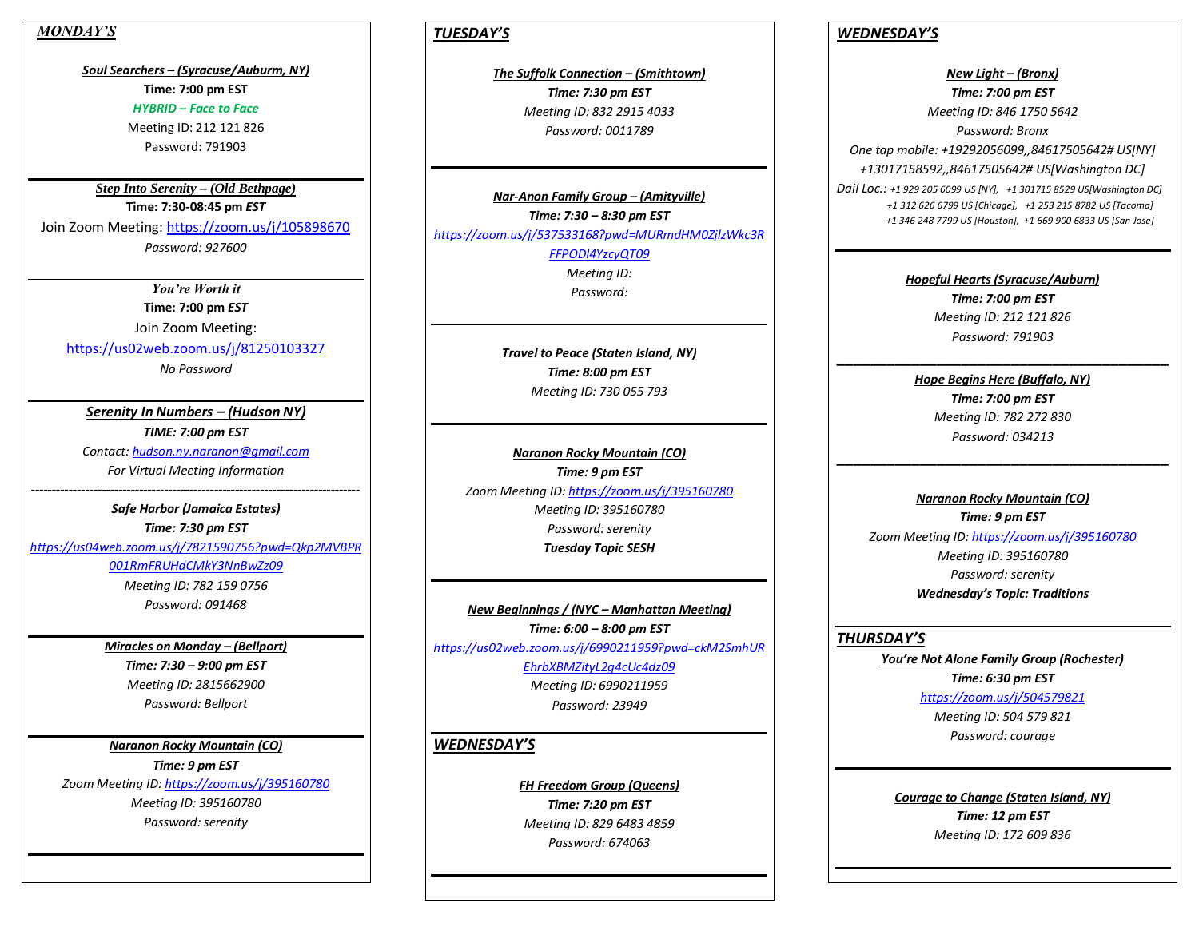## MONDAY'S

***Soul Searchers – (Syracuse/Auburn, NY)***

**Time: 7:00 pm EST**

***HYBRID – Face to Face***

Meeting ID: 212 121 826

Password: 791903

---

***Step Into Serenity – (Old Bethpage)***

**Time: 7:30-08:45 pm *EST***

Join Zoom Meeting: https://zoom.us/j/105898670

*Password: 927600*

---

***You're Worth it***

**Time: 7:00 pm *EST***

Join Zoom Meeting:

https://us02web.zoom.us/j/81250103327

*No Password*

---

***Serenity In Numbers – (Hudson NY)***

***TIME: 7:00 pm EST***

*Contact: hudson.ny.naranon@gmail.com*

*For Virtual Meeting Information*

---

***Safe Harbor (Jamaica Estates)***

***Time: 7:30 pm EST***

*https://us04web.zoom.us/j/7821590756?pwd=Qkp2MVBPR001RmFRUHdCMkY3NnBwZz09*

*Meeting ID: 782 159 0756*

*Password: 091468*

---

***Miracles on Monday – (Bellport)***

***Time: 7:30 – 9:00 pm EST***

*Meeting ID: 2815662900*

*Password: Bellport*

---

***Naranon Rocky Mountain (CO)***

***Time: 9 pm EST***

*Zoom Meeting ID: https://zoom.us/j/395160780*

*Meeting ID: 395160780*

*Password: serenity*

---

## TUESDAY'S

***The Suffolk Connection – (Smithtown)***

***Time: 7:30 pm EST***

*Meeting ID: 832 2915 4033*

*Password: 0011789*

---

***Nar-Anon Family Group – (Amityville)***

***Time: 7:30 – 8:30 pm EST***

*https://zoom.us/j/537533168?pwd=MURmdHM0ZjlzWkc3RFFPODl4YzcyQT09*

*Meeting ID:*

*Password:*

---

***Travel to Peace (Staten Island, NY)***

***Time: 8:00 pm EST***

*Meeting ID: 730 055 793*

---

***Naranon Rocky Mountain (CO)***

***Time: 9 pm EST***

*Zoom Meeting ID: https://zoom.us/j/395160780*

*Meeting ID: 395160780*

*Password: serenity*

***Tuesday Topic SESH***

---

***New Beginnings / (NYC – Manhattan Meeting)***

***Time: 6:00 – 8:00 pm EST***

*https://us02web.zoom.us/j/6990211959?pwd=ckM2SmhUREhrbXBMZityL2g4cUc4dz09*

*Meeting ID: 6990211959*

*Password: 23949*

---

## WEDNESDAY'S

***FH Freedom Group (Queens)***

***Time: 7:20 pm EST***

*Meeting ID: 829 6483 4859*

*Password: 674063*

---

## WEDNESDAY'S

***New Light – (Bronx)***

***Time: 7:00 pm EST***

*Meeting ID: 846 1750 5642*

*Password: Bronx*

*One tap mobile: +19292056099,,84617505642# US[NY] +13017158592,,84617505642# US[Washington DC]*

*Dail Loc.: +1 929 205 6099 US [NY], +1 301715 8529 US[Washington DC] +1 312 626 6799 US [Chicage], +1 253 215 8782 US [Tacoma] +1 346 248 7799 US [Houston], +1 669 900 6833 US [San Jose]*

---

***Hopeful Hearts (Syracuse/Auburn)***

***Time: 7:00 pm EST***

*Meeting ID: 212 121 826*

*Password: 791903*

---

***Hope Begins Here (Buffalo, NY)***

***Time: 7:00 pm EST***

*Meeting ID: 782 272 830*

*Password: 034213*

---

***Naranon Rocky Mountain (CO)***

***Time: 9 pm EST***

*Zoom Meeting ID: https://zoom.us/j/395160780*

*Meeting ID: 395160780*

*Password: serenity*

***Wednesday's Topic: Traditions***

---

## THURSDAY'S

***You're Not Alone Family Group (Rochester)***

***Time: 6:30 pm EST***

*https://zoom.us/j/504579821*

*Meeting ID: 504 579 821*

*Password: courage*

---

***Courage to Change (Staten Island, NY)***

***Time: 12 pm EST***

*Meeting ID: 172 609 836*

---